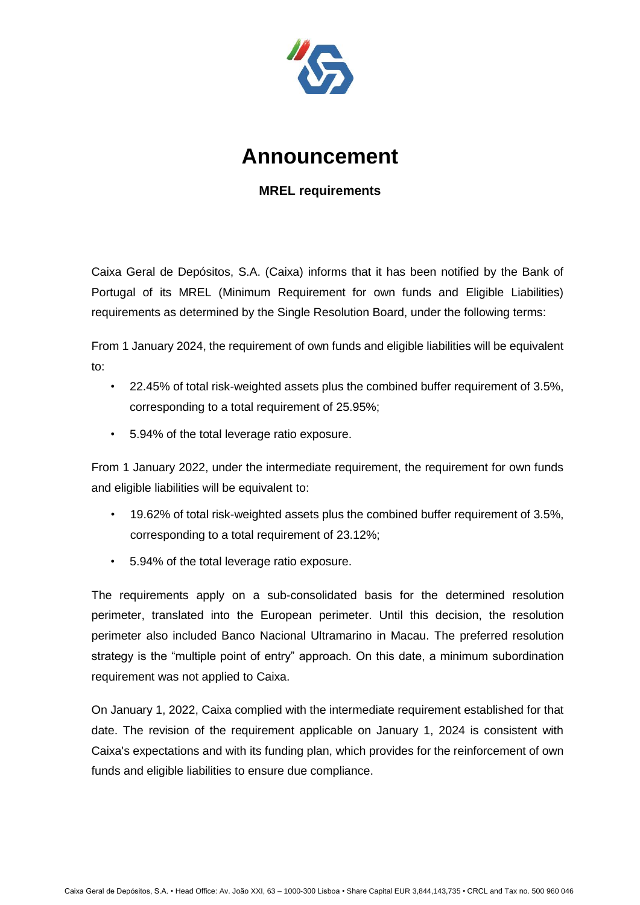# Announcement

**MREL requirements**

Caixa Geral de Depósitos, S.A. (Caixa) informs that it has been notified by the Bank of Portugal of its MREL (Minimum Requirement for own funds and Eligible Liabilities) requirements as determined by the Single Resolution Board, under the following terms:

From 1 January 2024, the requirement of own funds and eligible liabilities will be equivalent to:

- 22.45% of total risk-weighted assets plus the combined buffer requirement of 3.5%, corresponding to a total requirement of 25.95%;
- 5.94% of the total leverage ratio exposure.

From 1 January 2022, under the intermediate requirement, the requirement for own funds and eligible liabilities will be equivalent to:

- 19.62% of total risk-weighted assets plus the combined buffer requirement of 3.5%, corresponding to a total requirement of 23.12%;
- 5.94% of the total leverage ratio exposure.

The requirements apply on a sub-consolidated basis for the determined resolution perimeter, translated into the European perimeter. Until this decision, the resolution perimeter also included Banco Nacional Ultramarino in Macau. The preferred resolution strategy is the "multiple point of entry" approach. On this date, a minimum subordination requirement was not applied to Caixa.

On January 1, 2022, Caixa complied with the intermediate requirement established for that date. The revision of the requirement applicable on January 1, 2024 is consistent with Caixa's expectations and with its funding plan, which provides for the reinforcement of own funds and eligible liabilities to ensure due compliance.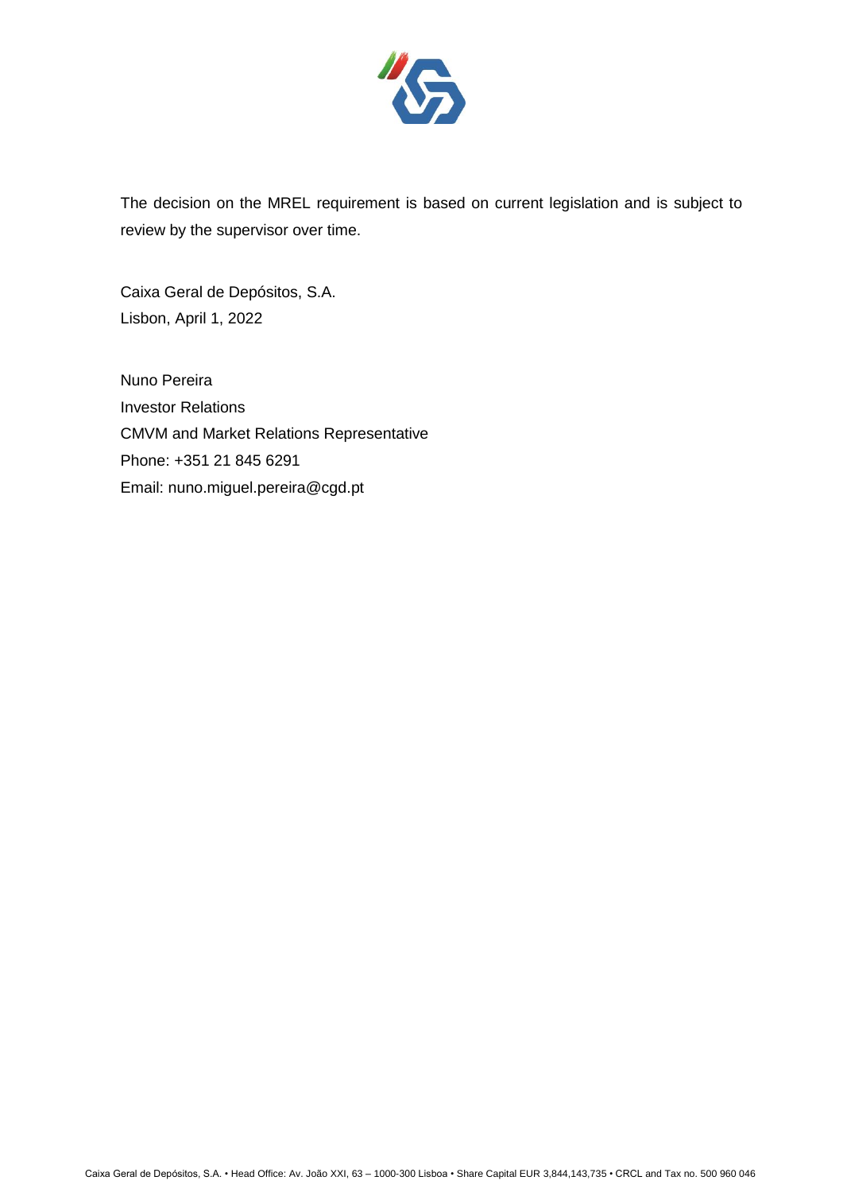The decision on the MREL requirement is based on current legislation and is subject to review by the supervisor over time.

Caixa Geral de Depósitos, S.A.
Lisbon, April 1, 2022

Nuno Pereira
Investor Relations
CMVM and Market Relations Representative
Phone: +351 21 845 6291
Email: nuno.miguel.pereira@cgd.pt